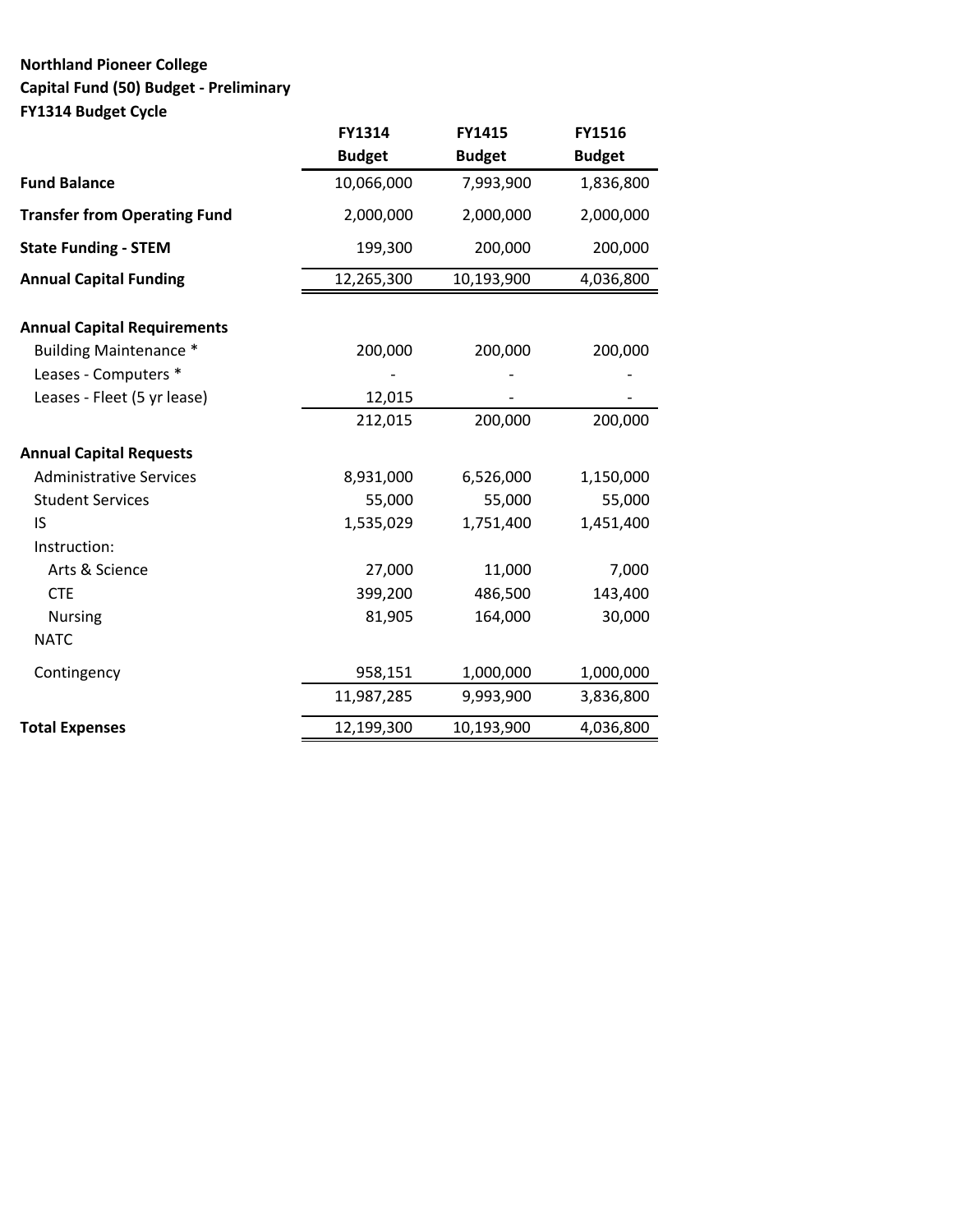**Northland Pioneer College**
**Capital Fund (50) Budget - Preliminary**
**FY1314 Budget Cycle**

| | FY1314 Budget | FY1415 Budget | FY1516 Budget |
|---|---|---|---|
| **Fund Balance** | 10,066,000 | 7,993,900 | 1,836,800 |
| **Transfer from Operating Fund** | 2,000,000 | 2,000,000 | 2,000,000 |
| **State Funding - STEM** | 199,300 | 200,000 | 200,000 |
| **Annual Capital Funding** | 12,265,300 | 10,193,900 | 4,036,800 |
| | | | |
| **Annual Capital Requirements** | | | |
| Building Maintenance * | 200,000 | 200,000 | 200,000 |
| Leases - Computers * | - | - | - |
| Leases - Fleet (5 yr lease) | 12,015 | - | - |
| | 212,015 | 200,000 | 200,000 |
| **Annual Capital Requests** | | | |
| Administrative Services | 8,931,000 | 6,526,000 | 1,150,000 |
| Student Services | 55,000 | 55,000 | 55,000 |
| IS | 1,535,029 | 1,751,400 | 1,451,400 |
| Instruction: | | | |
| Arts & Science | 27,000 | 11,000 | 7,000 |
| CTE | 399,200 | 486,500 | 143,400 |
| Nursing | 81,905 | 164,000 | 30,000 |
| NATC | | | |
| Contingency | 958,151 | 1,000,000 | 1,000,000 |
| | 11,987,285 | 9,993,900 | 3,836,800 |
| **Total Expenses** | 12,199,300 | 10,193,900 | 4,036,800 |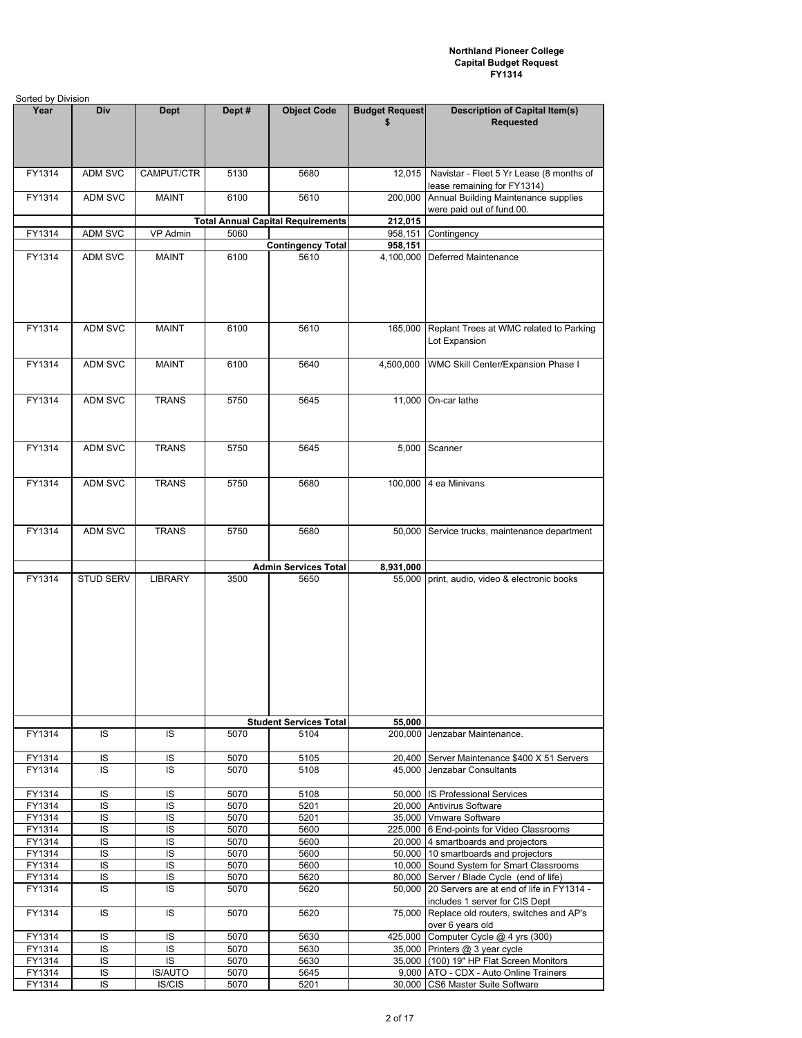**Northland Pioneer College**
**Capital Budget Request**
**FY1314**

Sorted by Division

| Year | Div | Dept | Dept # | Object Code | Budget Request $ | Description of Capital Item(s) Requested |
|---|---|---|---|---|---|---|
| FY1314 | ADM SVC | CAMPUT/CTR | 5130 | 5680 | 12,015 | Navistar - Fleet 5 Yr Lease (8 months of lease remaining for FY1314) |
| FY1314 | ADM SVC | MAINT | 6100 | 5610 | 200,000 | Annual Building Maintenance supplies were paid out of fund 00. |
| | | | **Total Annual Capital Requirements** | | **212,015** | |
| FY1314 | ADM SVC | VP Admin | 5060 | | 958,151 | Contingency |
| | | | | **Contingency Total** | **958,151** | |
| FY1314 | ADM SVC | MAINT | 6100 | 5610 | 4,100,000 | Deferred Maintenance |
| FY1314 | ADM SVC | MAINT | 6100 | 5610 | 165,000 | Replant Trees at WMC related to Parking Lot Expansion |
| FY1314 | ADM SVC | MAINT | 6100 | 5640 | 4,500,000 | WMC Skill Center/Expansion Phase I |
| FY1314 | ADM SVC | TRANS | 5750 | 5645 | 11,000 | On-car lathe |
| FY1314 | ADM SVC | TRANS | 5750 | 5645 | 5,000 | Scanner |
| FY1314 | ADM SVC | TRANS | 5750 | 5680 | 100,000 | 4 ea Minivans |
| FY1314 | ADM SVC | TRANS | 5750 | 5680 | 50,000 | Service trucks, maintenance department |
| | | | | **Admin Services Total** | **8,931,000** | |
| FY1314 | STUD SERV | LIBRARY | 3500 | 5650 | 55,000 | print, audio, video & electronic books |
| | | | | **Student Services Total** | **55,000** | |
| FY1314 | IS | IS | 5070 | 5104 | 200,000 | Jenzabar Maintenance. |
| FY1314 | IS | IS | 5070 | 5105 | 20,400 | Server Maintenance $400 X 51 Servers |
| FY1314 | IS | IS | 5070 | 5108 | 45,000 | Jenzabar Consultants |
| FY1314 | IS | IS | 5070 | 5108 | 50,000 | IS Professional Services |
| FY1314 | IS | IS | 5070 | 5201 | 20,000 | Antivirus Software |
| FY1314 | IS | IS | 5070 | 5201 | 35,000 | Vmware Software |
| FY1314 | IS | IS | 5070 | 5600 | 225,000 | 6 End-points for Video Classrooms |
| FY1314 | IS | IS | 5070 | 5600 | 20,000 | 4 smartboards and projectors |
| FY1314 | IS | IS | 5070 | 5600 | 50,000 | 10 smartboards and projectors |
| FY1314 | IS | IS | 5070 | 5600 | 10,000 | Sound System for Smart Classrooms |
| FY1314 | IS | IS | 5070 | 5620 | 80,000 | Server / Blade Cycle (end of life) |
| FY1314 | IS | IS | 5070 | 5620 | 50,000 | 20 Servers are at end of life in FY1314 - includes 1 server for CIS Dept |
| FY1314 | IS | IS | 5070 | 5620 | 75,000 | Replace old routers, switches and AP's over 6 years old |
| FY1314 | IS | IS | 5070 | 5630 | 425,000 | Computer Cycle @ 4 yrs (300) |
| FY1314 | IS | IS | 5070 | 5630 | 35,000 | Printers @ 3 year cycle |
| FY1314 | IS | IS | 5070 | 5630 | 35,000 | (100) 19" HP Flat Screen Monitors |
| FY1314 | IS | IS/AUTO | 5070 | 5645 | 9,000 | ATO - CDX - Auto Online Trainers |
| FY1314 | IS | IS/CIS | 5070 | 5201 | 30,000 | CS6 Master Suite Software |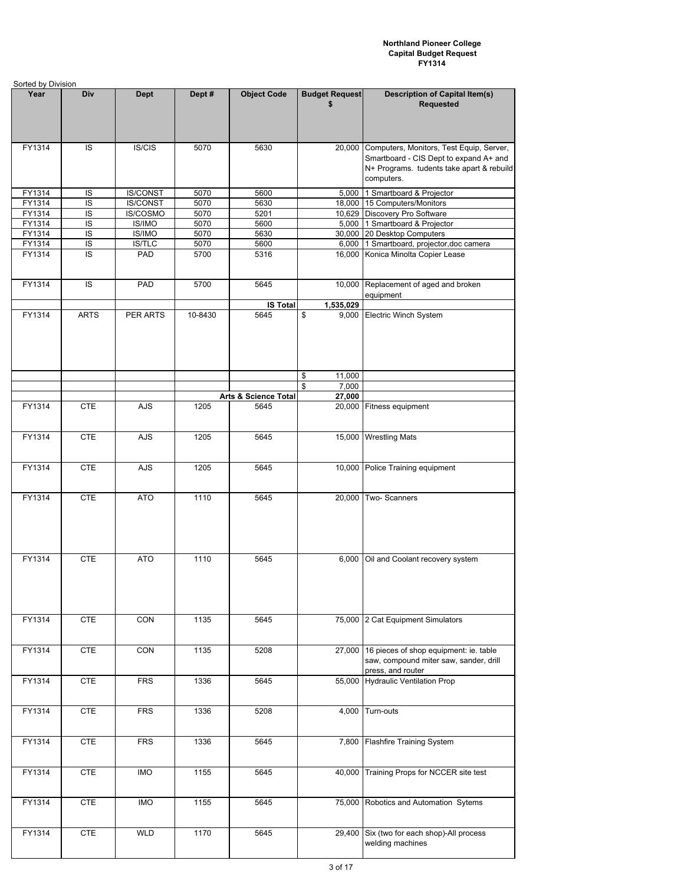**Northland Pioneer College**
**Capital Budget Request**
**FY1314**

Sorted by Division

| Year | Div | Dept | Dept # | Object Code | Budget Request $ | Description of Capital Item(s) Requested |
|---|---|---|---|---|---|---|
| FY1314 | IS | IS/CIS | 5070 | 5630 | 20,000 | Computers, Monitors, Test Equip, Server, Smartboard - CIS Dept to expand A+ and N+ Programs. tudents take apart & rebuild computers. |
| FY1314 | IS | IS/CONST | 5070 | 5600 | 5,000 | 1 Smartboard & Projector |
| FY1314 | IS | IS/CONST | 5070 | 5630 | 18,000 | 15 Computers/Monitors |
| FY1314 | IS | IS/COSMO | 5070 | 5201 | 10,629 | Discovery Pro Software |
| FY1314 | IS | IS/IMO | 5070 | 5600 | 5,000 | 1 Smartboard & Projector |
| FY1314 | IS | IS/IMO | 5070 | 5630 | 30,000 | 20 Desktop Computers |
| FY1314 | IS | IS/TLC | 5070 | 5600 | 6,000 | 1 Smartboard, projector,doc camera |
| FY1314 | IS | PAD | 5700 | 5316 | 16,000 | Konica Minolta Copier Lease |
| FY1314 | IS | PAD | 5700 | 5645 | 10,000 | Replacement of aged and broken equipment |
| | | | | **IS Total** | **1,535,029** | |
| FY1314 | ARTS | PER ARTS | 10-8430 | 5645 | $ 9,000 | Electric Winch System |
| | | | | | $ 11,000 | |
| | | | | | $ 7,000 | |
| | | | | **Arts & Science Total** | **27,000** | |
| FY1314 | CTE | AJS | 1205 | 5645 | 20,000 | Fitness equipment |
| FY1314 | CTE | AJS | 1205 | 5645 | 15,000 | Wrestling Mats |
| FY1314 | CTE | AJS | 1205 | 5645 | 10,000 | Police Training equipment |
| FY1314 | CTE | ATO | 1110 | 5645 | 20,000 | Two- Scanners |
| FY1314 | CTE | ATO | 1110 | 5645 | 6,000 | Oil and Coolant recovery system |
| FY1314 | CTE | CON | 1135 | 5645 | 75,000 | 2 Cat Equipment Simulators |
| FY1314 | CTE | CON | 1135 | 5208 | 27,000 | 16 pieces of shop equipment: ie. table saw, compound miter saw, sander, drill press, and router |
| FY1314 | CTE | FRS | 1336 | 5645 | 55,000 | Hydraulic Ventilation Prop |
| FY1314 | CTE | FRS | 1336 | 5208 | 4,000 | Turn-outs |
| FY1314 | CTE | FRS | 1336 | 5645 | 7,800 | Flashfire Training System |
| FY1314 | CTE | IMO | 1155 | 5645 | 40,000 | Training Props for NCCER site test |
| FY1314 | CTE | IMO | 1155 | 5645 | 75,000 | Robotics and Automation Sytems |
| FY1314 | CTE | WLD | 1170 | 5645 | 29,400 | Six (two for each shop)-All process welding machines |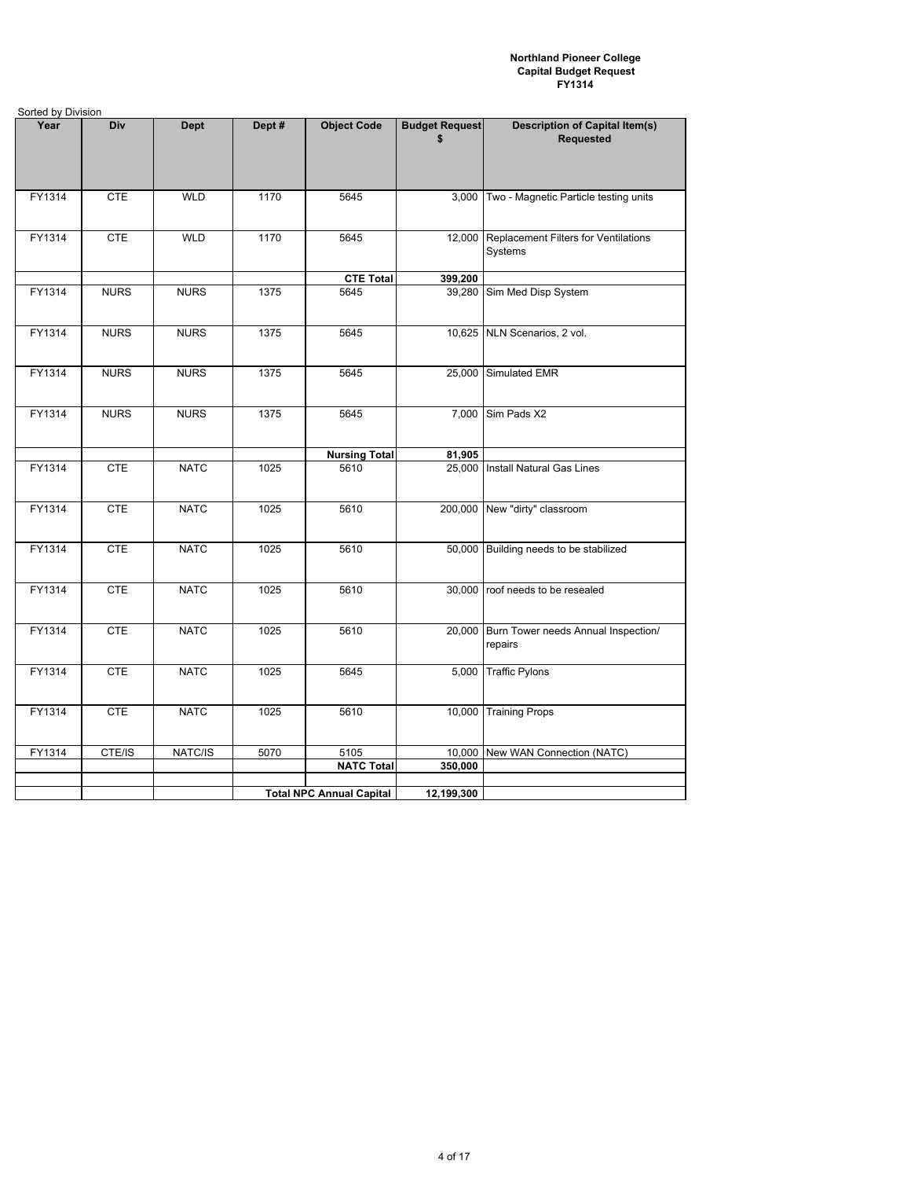**Northland Pioneer College**
**Capital Budget Request**
**FY1314**

Sorted by Division

| Year | Div | Dept | Dept # | Object Code | Budget Request $ | Description of Capital Item(s) Requested |
|---|---|---|---|---|---|---|
| FY1314 | CTE | WLD | 1170 | 5645 | 3,000 | Two - Magnetic Particle testing units |
| FY1314 | CTE | WLD | 1170 | 5645 | 12,000 | Replacement Filters for Ventilations Systems |
| | | | | **CTE Total** | **399,200** | |
| FY1314 | NURS | NURS | 1375 | 5645 | 39,280 | Sim Med Disp System |
| FY1314 | NURS | NURS | 1375 | 5645 | 10,625 | NLN Scenarios, 2 vol. |
| FY1314 | NURS | NURS | 1375 | 5645 | 25,000 | Simulated EMR |
| FY1314 | NURS | NURS | 1375 | 5645 | 7,000 | Sim Pads X2 |
| | | | | **Nursing Total** | **81,905** | |
| FY1314 | CTE | NATC | 1025 | 5610 | 25,000 | Install Natural Gas Lines |
| FY1314 | CTE | NATC | 1025 | 5610 | 200,000 | New "dirty" classroom |
| FY1314 | CTE | NATC | 1025 | 5610 | 50,000 | Building needs to be stabilized |
| FY1314 | CTE | NATC | 1025 | 5610 | 30,000 | roof needs to be resealed |
| FY1314 | CTE | NATC | 1025 | 5610 | 20,000 | Burn Tower needs Annual Inspection/ repairs |
| FY1314 | CTE | NATC | 1025 | 5645 | 5,000 | Traffic Pylons |
| FY1314 | CTE | NATC | 1025 | 5610 | 10,000 | Training Props |
| FY1314 | CTE/IS | NATC/IS | 5070 | 5105 | 10,000 | New WAN Connection (NATC) |
| | | | | **NATC Total** | **350,000** | |
| | | | | | | |
| | | | **Total NPC Annual Capital** | | **12,199,300** | |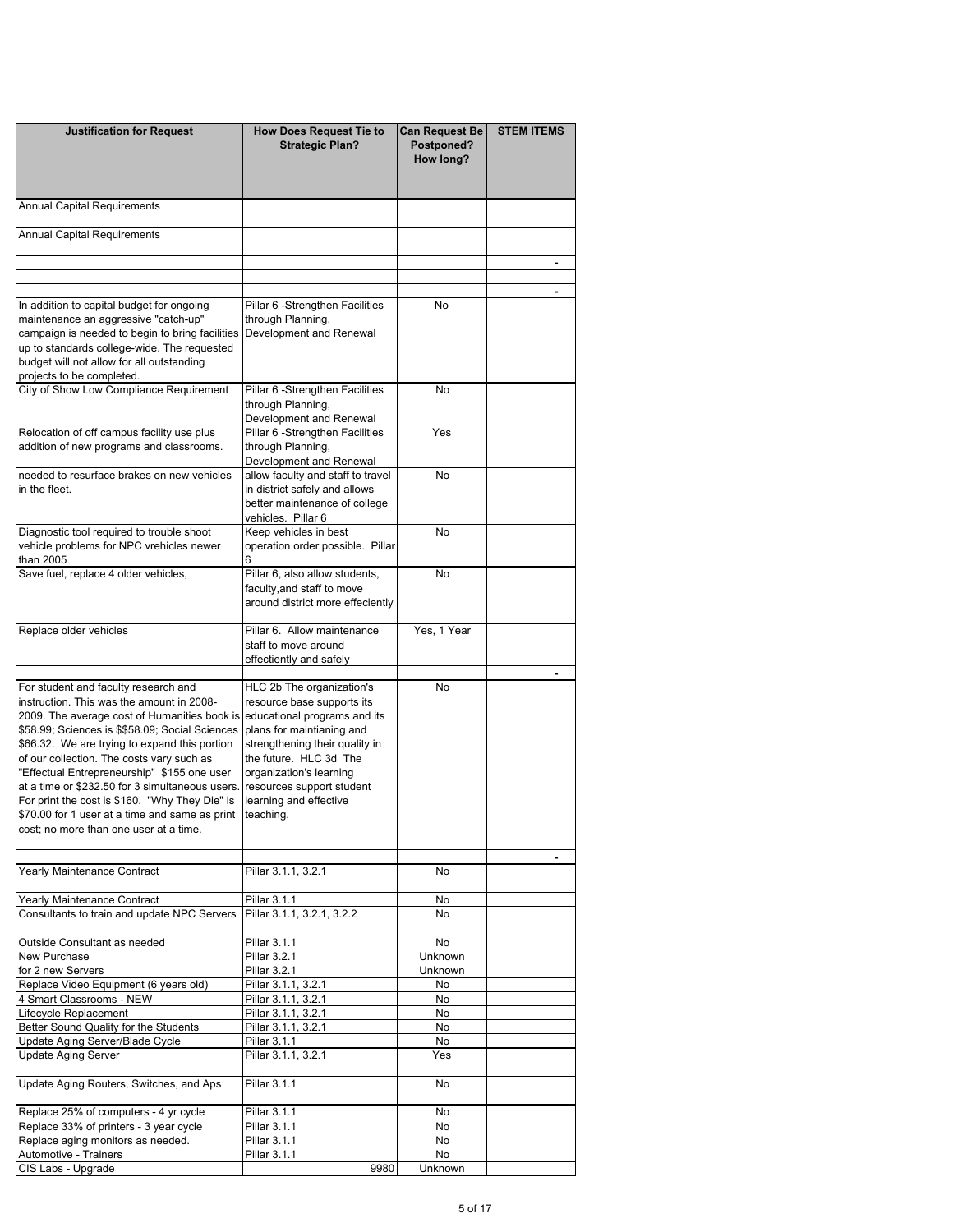| Justification for Request | How Does Request Tie to Strategic Plan? | Can Request Be Postponed? How long? | STEM ITEMS |
|---|---|---|---|
| Annual Capital Requirements | | | |
| Annual Capital Requirements | | | |
| | | | - |
| | | | |
| | | | - |
| In addition to capital budget for ongoing maintenance an aggressive "catch-up" campaign is needed to begin to bring facilities up to standards college-wide. The requested budget will not allow for all outstanding projects to be completed. | Pillar 6 -Strengthen Facilities through Planning, Development and Renewal | No | |
| City of Show Low Compliance Requirement | Pillar 6 -Strengthen Facilities through Planning, Development and Renewal | No | |
| Relocation of off campus facility use plus addition of new programs and classrooms. | Pillar 6 -Strengthen Facilities through Planning, Development and Renewal | Yes | |
| needed to resurface brakes on new vehicles in the fleet. | allow faculty and staff to travel in district safely and allows better maintenance of college vehicles. Pillar 6 | No | |
| Diagnostic tool required to trouble shoot vehicle problems for NPC vrehicles newer than 2005 | Keep vehicles in best operation order possible. Pillar 6 | No | |
| Save fuel, replace 4 older vehicles, | Pillar 6, also allow students, faculty,and staff to move around district more effeciently | No | |
| Replace older vehicles | Pillar 6. Allow maintenance staff to move around effectiently and safely | Yes, 1 Year | |
| | | | - |
| For student and faculty research and instruction. This was the amount in 2008-2009. The average cost of Humanities book is $58.99; Sciences is $$58.09; Social Sciences $66.32. We are trying to expand this portion of our collection. The costs vary such as "Effectual Entrepreneurship" $155 one user at a time or $232.50 for 3 simultaneous users. For print the cost is $160. "Why They Die" is $70.00 for 1 user at a time and same as print cost; no more than one user at a time. | HLC 2b The organization's resource base supports its educational programs and its plans for maintianing and strengthening their quality in the future. HLC 3d The organization's learning resources support student learning and effective teaching. | No | |
| | | | - |
| Yearly Maintenance Contract | Pillar 3.1.1, 3.2.1 | No | |
| Yearly Maintenance Contract | Pillar 3.1.1 | No | |
| Consultants to train and update NPC Servers | Pillar 3.1.1, 3.2.1, 3.2.2 | No | |
| Outside Consultant as needed | Pillar 3.1.1 | No | |
| New Purchase | Pillar 3.2.1 | Unknown | |
| for 2 new Servers | Pillar 3.2.1 | Unknown | |
| Replace Video Equipment (6 years old) | Pillar 3.1.1, 3.2.1 | No | |
| 4 Smart Classrooms - NEW | Pillar 3.1.1, 3.2.1 | No | |
| Lifecycle Replacement | Pillar 3.1.1, 3.2.1 | No | |
| Better Sound Quality for the Students | Pillar 3.1.1, 3.2.1 | No | |
| Update Aging Server/Blade Cycle | Pillar 3.1.1 | No | |
| Update Aging Server | Pillar 3.1.1, 3.2.1 | Yes | |
| Update Aging Routers, Switches, and Aps | Pillar 3.1.1 | No | |
| Replace 25% of computers - 4 yr cycle | Pillar 3.1.1 | No | |
| Replace 33% of printers - 3 year cycle | Pillar 3.1.1 | No | |
| Replace aging monitors as needed. | Pillar 3.1.1 | No | |
| Automotive - Trainers | Pillar 3.1.1 | No | |
| CIS Labs - Upgrade | 9980 | Unknown | |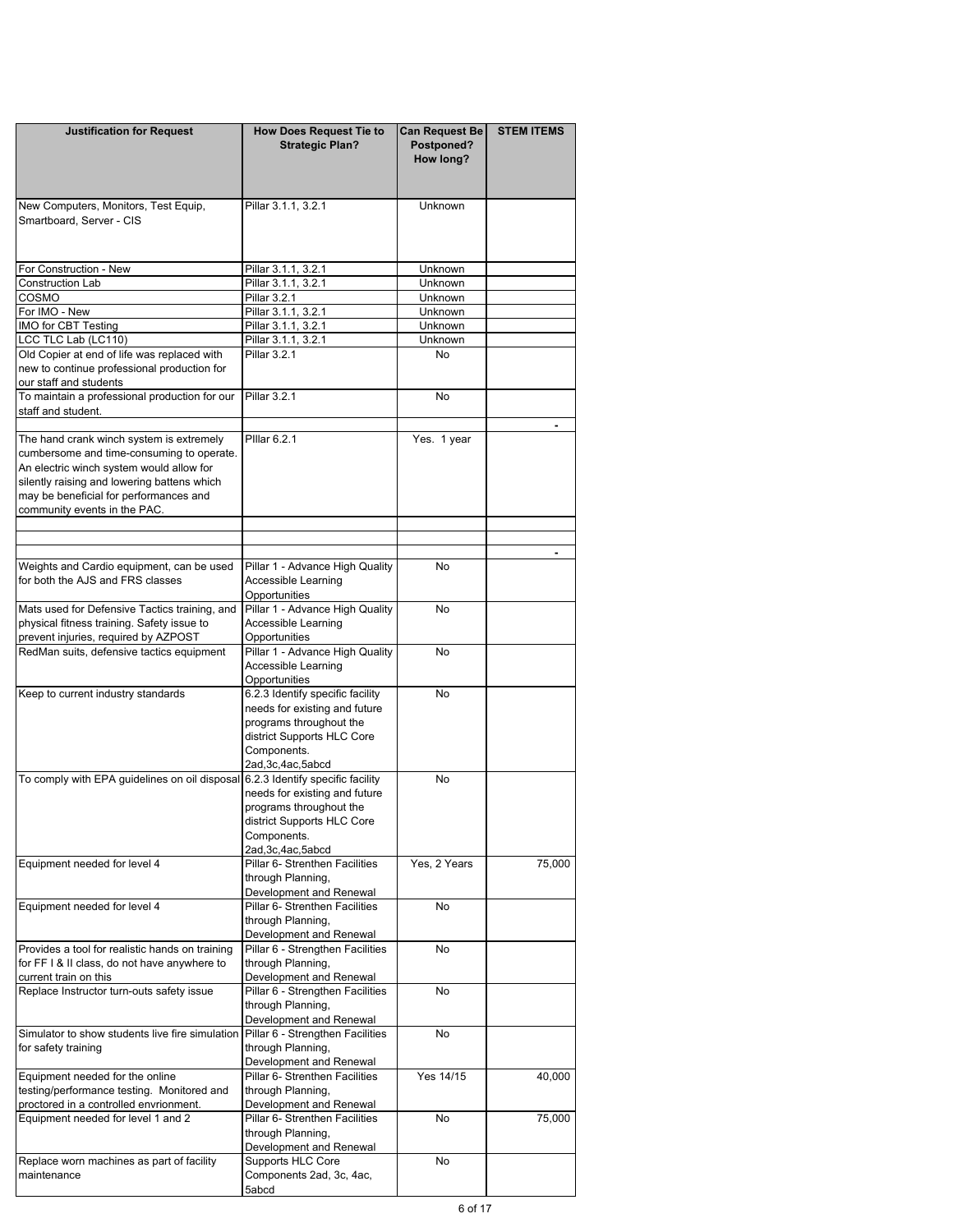| Justification for Request | How Does Request Tie to Strategic Plan? | Can Request Be Postponed? How long? | STEM ITEMS |
|---|---|---|---|
| New Computers, Monitors, Test Equip, Smartboard, Server - CIS | Pillar 3.1.1, 3.2.1 | Unknown | |
| For Construction - New | Pillar 3.1.1, 3.2.1 | Unknown | |
| Construction Lab | Pillar 3.1.1, 3.2.1 | Unknown | |
| COSMO | Pillar 3.2.1 | Unknown | |
| For IMO - New | Pillar 3.1.1, 3.2.1 | Unknown | |
| IMO for CBT Testing | Pillar 3.1.1, 3.2.1 | Unknown | |
| LCC TLC Lab (LC110) | Pillar 3.1.1, 3.2.1 | Unknown | |
| Old Copier at end of life was replaced with new to continue professional production for our staff and students | Pillar 3.2.1 | No | |
| To maintain a professional production for our staff and student. | Pillar 3.2.1 | No | |
| | | | - |
| The hand crank winch system is extremely cumbersome and time-consuming to operate. An electric winch system would allow for silently raising and lowering battens which may be beneficial for performances and community events in the PAC. | PIllar 6.2.1 | Yes. 1 year | |
| | | | |
| | | | |
| | | | - |
| Weights and Cardio equipment, can be used for both the AJS and FRS classes | Pillar 1 - Advance High Quality Accessible Learning Opportunities | No | |
| Mats used for Defensive Tactics training, and physical fitness training. Safety issue to prevent injuries, required by AZPOST | Pillar 1 - Advance High Quality Accessible Learning Opportunities | No | |
| RedMan suits, defensive tactics equipment | Pillar 1 - Advance High Quality Accessible Learning Opportunities | No | |
| Keep to current industry standards | 6.2.3 Identify specific facility needs for existing and future programs throughout the district Supports HLC Core Components. 2ad,3c,4ac,5abcd | No | |
| To comply with EPA guidelines on oil disposal | 6.2.3 Identify specific facility needs for existing and future programs throughout the district Supports HLC Core Components. 2ad,3c,4ac,5abcd | No | |
| Equipment needed for level 4 | Pillar 6- Strenthen Facilities through Planning, Development and Renewal | Yes, 2 Years | 75,000 |
| Equipment needed for level 4 | Pillar 6- Strenthen Facilities through Planning, Development and Renewal | No | |
| Provides a tool for realistic hands on training for FF I & II class, do not have anywhere to current train on this | Pillar 6 - Strengthen Facilities through Planning, Development and Renewal | No | |
| Replace Instructor turn-outs safety issue | Pillar 6 - Strengthen Facilities through Planning, Development and Renewal | No | |
| Simulator to show students live fire simulation for safety training | Pillar 6 - Strengthen Facilities through Planning, Development and Renewal | No | |
| Equipment needed for the online testing/performance testing. Monitored and proctored in a controlled envrionment. | Pillar 6- Strenthen Facilities through Planning, Development and Renewal | Yes 14/15 | 40,000 |
| Equipment needed for level 1 and 2 | Pillar 6- Strenthen Facilities through Planning, Development and Renewal | No | 75,000 |
| Replace worn machines as part of facility maintenance | Supports HLC Core Components 2ad, 3c, 4ac, 5abcd | No | |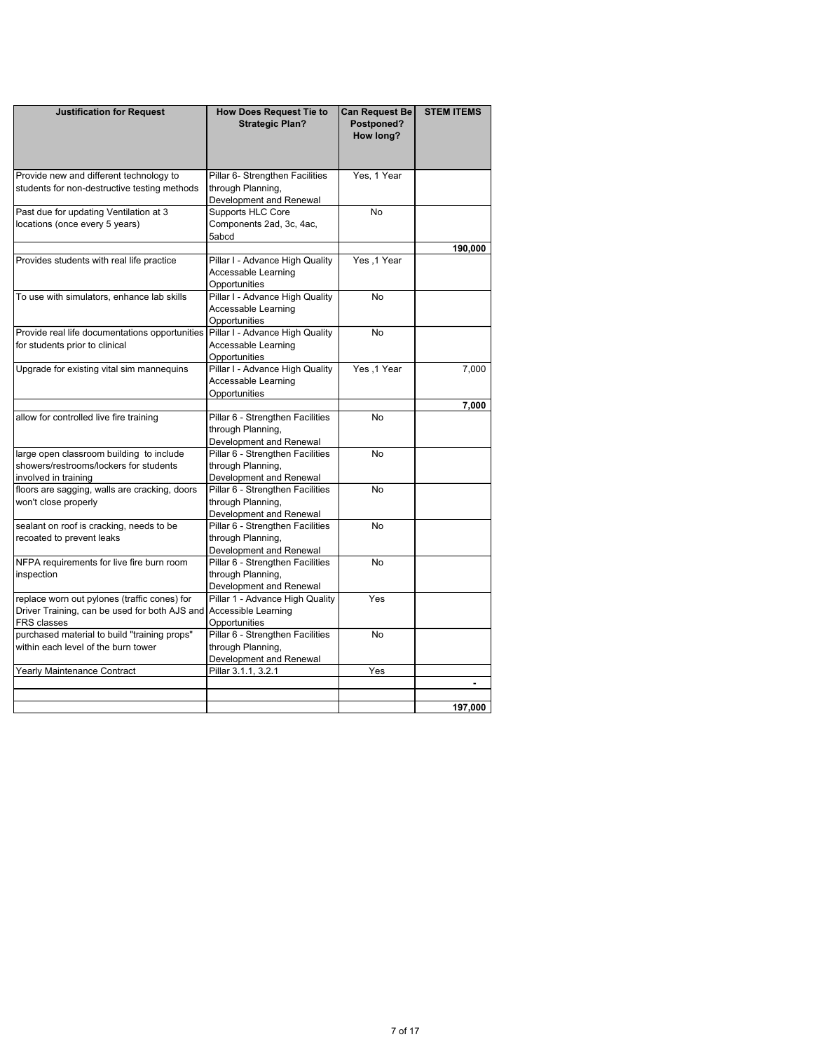| Justification for Request | How Does Request Tie to Strategic Plan? | Can Request Be Postponed? How long? | STEM ITEMS |
|---|---|---|---|
| Provide new and different technology to students for non-destructive testing methods | Pillar 6- Strengthen Facilities through Planning, Development and Renewal | Yes, 1 Year | |
| Past due for updating Ventilation at 3 locations (once every 5 years) | Supports HLC Core Components 2ad, 3c, 4ac, 5abcd | No | |
| | | | **190,000** |
| Provides students with real life practice | Pillar I - Advance High Quality Accessable Learning Opportunities | Yes ,1 Year | |
| To use with simulators, enhance lab skills | Pillar I - Advance High Quality Accessable Learning Opportunities | No | |
| Provide real life documentations opportunities for students prior to clinical | Pillar I - Advance High Quality Accessable Learning Opportunities | No | |
| Upgrade for existing vital sim mannequins | Pillar I - Advance High Quality Accessable Learning Opportunities | Yes ,1 Year | 7,000 |
| | | | **7,000** |
| allow for controlled live fire training | Pillar 6 - Strengthen Facilities through Planning, Development and Renewal | No | |
| large open classroom building to include showers/restrooms/lockers for students involved in training | Pillar 6 - Strengthen Facilities through Planning, Development and Renewal | No | |
| floors are sagging, walls are cracking, doors won't close properly | Pillar 6 - Strengthen Facilities through Planning, Development and Renewal | No | |
| sealant on roof is cracking, needs to be recoated to prevent leaks | Pillar 6 - Strengthen Facilities through Planning, Development and Renewal | No | |
| NFPA requirements for live fire burn room inspection | Pillar 6 - Strengthen Facilities through Planning, Development and Renewal | No | |
| replace worn out pylones (traffic cones) for Driver Training, can be used for both AJS and FRS classes | Pillar 1 - Advance High Quality Accessible Learning Opportunities | Yes | |
| purchased material to build "training props" within each level of the burn tower | Pillar 6 - Strengthen Facilities through Planning, Development and Renewal | No | |
| Yearly Maintenance Contract | Pillar 3.1.1, 3.2.1 | Yes | |
| | | | **-** |
| | | | |
| | | | **197,000** |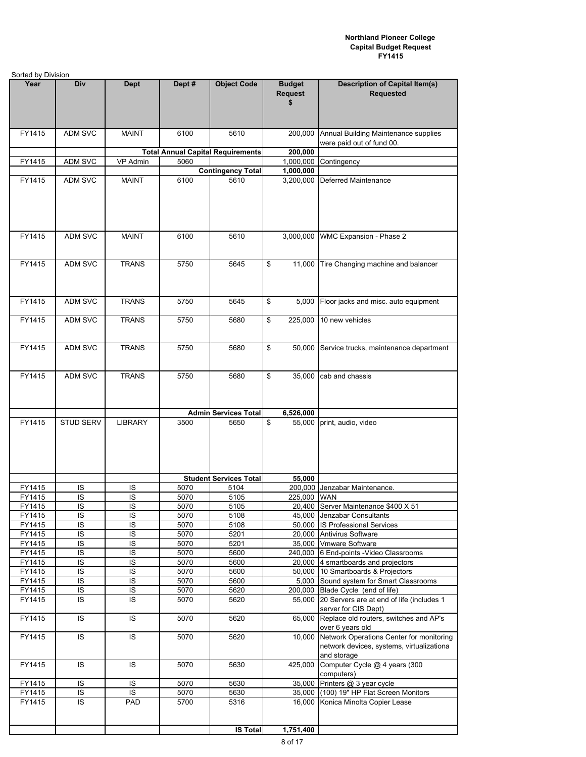**Northland Pioneer College**
**Capital Budget Request**
**FY1415**

Sorted by Division

| Year | Div | Dept | Dept # | Object Code | Budget Request $ | Description of Capital Item(s) Requested |
|---|---|---|---|---|---|---|
| FY1415 | ADM SVC | MAINT | 6100 | 5610 | 200,000 | Annual Building Maintenance supplies were paid out of fund 00. |
| | | | | **Total Annual Capital Requirements** | **200,000** | |
| FY1415 | ADM SVC | VP Admin | 5060 | | 1,000,000 | Contingency |
| | | | | **Contingency Total** | **1,000,000** | |
| FY1415 | ADM SVC | MAINT | 6100 | 5610 | 3,200,000 | Deferred Maintenance |
| FY1415 | ADM SVC | MAINT | 6100 | 5610 | 3,000,000 | WMC Expansion - Phase 2 |
| FY1415 | ADM SVC | TRANS | 5750 | 5645 | $ 11,000 | Tire Changing machine and balancer |
| FY1415 | ADM SVC | TRANS | 5750 | 5645 | $ 5,000 | Floor jacks and misc. auto equipment |
| FY1415 | ADM SVC | TRANS | 5750 | 5680 | $ 225,000 | 10 new vehicles |
| FY1415 | ADM SVC | TRANS | 5750 | 5680 | $ 50,000 | Service trucks, maintenance department |
| FY1415 | ADM SVC | TRANS | 5750 | 5680 | $ 35,000 | cab and chassis |
| | | | | **Admin Services Total** | **6,526,000** | |
| FY1415 | STUD SERV | LIBRARY | 3500 | 5650 | $ 55,000 | print, audio, video |
| | | | | **Student Services Total** | **55,000** | |
| FY1415 | IS | IS | 5070 | 5104 | 200,000 | Jenzabar Maintenance. |
| FY1415 | IS | IS | 5070 | 5105 | 225,000 | WAN |
| FY1415 | IS | IS | 5070 | 5105 | 20,400 | Server Maintenance $400 X 51 |
| FY1415 | IS | IS | 5070 | 5108 | 45,000 | Jenzabar Consultants |
| FY1415 | IS | IS | 5070 | 5108 | 50,000 | IS Professional Services |
| FY1415 | IS | IS | 5070 | 5201 | 20,000 | Antivirus Software |
| FY1415 | IS | IS | 5070 | 5201 | 35,000 | Vmware Software |
| FY1415 | IS | IS | 5070 | 5600 | 240,000 | 6 End-points -Video Classrooms |
| FY1415 | IS | IS | 5070 | 5600 | 20,000 | 4 smartboards and projectors |
| FY1415 | IS | IS | 5070 | 5600 | 50,000 | 10 Smartboards & Projectors |
| FY1415 | IS | IS | 5070 | 5600 | 5,000 | Sound system for Smart Classrooms |
| FY1415 | IS | IS | 5070 | 5620 | 200,000 | Blade Cycle (end of life) |
| FY1415 | IS | IS | 5070 | 5620 | 55,000 | 20 Servers are at end of life (includes 1 server for CIS Dept) |
| FY1415 | IS | IS | 5070 | 5620 | 65,000 | Replace old routers, switches and AP's over 6 years old |
| FY1415 | IS | IS | 5070 | 5620 | 10,000 | Network Operations Center for monitoring network devices, systems, virtualizationa and storage |
| FY1415 | IS | IS | 5070 | 5630 | 425,000 | Computer Cycle @ 4 years (300 computers) |
| FY1415 | IS | IS | 5070 | 5630 | 35,000 | Printers @ 3 year cycle |
| FY1415 | IS | IS | 5070 | 5630 | 35,000 | (100) 19" HP Flat Screen Monitors |
| FY1415 | IS | PAD | 5700 | 5316 | 16,000 | Konica Minolta Copier Lease |
| | | | | **IS Total** | **1,751,400** | |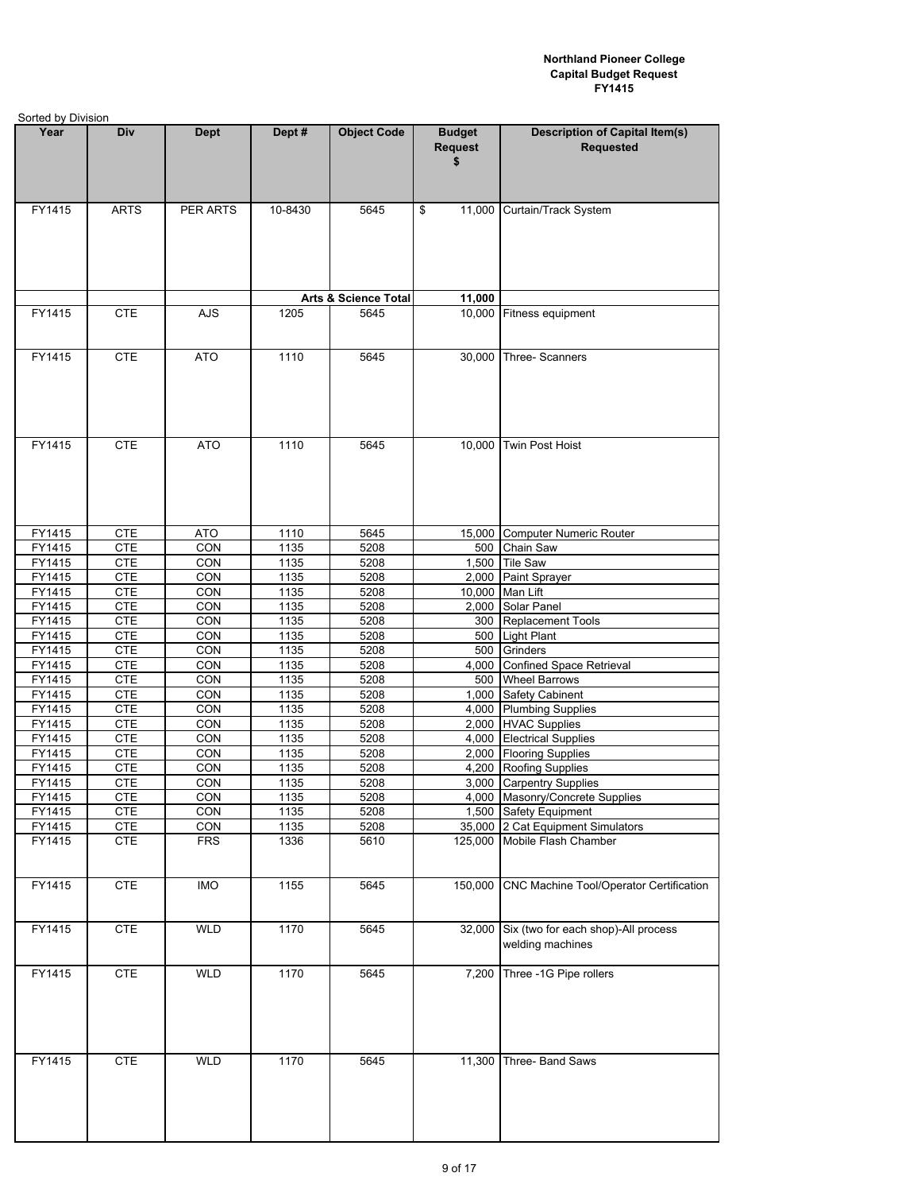**Northland Pioneer College**
**Capital Budget Request**
**FY1415**

Sorted by Division

| Year | Div | Dept | Dept # | Object Code | Budget Request $ | Description of Capital Item(s) Requested |
|---|---|---|---|---|---|---|
| FY1415 | ARTS | PER ARTS | 10-8430 | 5645 | $ 11,000 | Curtain/Track System |
| | | | | **Arts & Science Total** | **11,000** | |
| FY1415 | CTE | AJS | 1205 | 5645 | 10,000 | Fitness equipment |
| FY1415 | CTE | ATO | 1110 | 5645 | 30,000 | Three- Scanners |
| FY1415 | CTE | ATO | 1110 | 5645 | 10,000 | Twin Post Hoist |
| FY1415 | CTE | ATO | 1110 | 5645 | 15,000 | Computer Numeric Router |
| FY1415 | CTE | CON | 1135 | 5208 | 500 | Chain Saw |
| FY1415 | CTE | CON | 1135 | 5208 | 1,500 | Tile Saw |
| FY1415 | CTE | CON | 1135 | 5208 | 2,000 | Paint Sprayer |
| FY1415 | CTE | CON | 1135 | 5208 | 10,000 | Man Lift |
| FY1415 | CTE | CON | 1135 | 5208 | 2,000 | Solar Panel |
| FY1415 | CTE | CON | 1135 | 5208 | 300 | Replacement Tools |
| FY1415 | CTE | CON | 1135 | 5208 | 500 | Light Plant |
| FY1415 | CTE | CON | 1135 | 5208 | 500 | Grinders |
| FY1415 | CTE | CON | 1135 | 5208 | 4,000 | Confined Space Retrieval |
| FY1415 | CTE | CON | 1135 | 5208 | 500 | Wheel Barrows |
| FY1415 | CTE | CON | 1135 | 5208 | 1,000 | Safety Cabinent |
| FY1415 | CTE | CON | 1135 | 5208 | 4,000 | Plumbing Supplies |
| FY1415 | CTE | CON | 1135 | 5208 | 2,000 | HVAC Supplies |
| FY1415 | CTE | CON | 1135 | 5208 | 4,000 | Electrical Supplies |
| FY1415 | CTE | CON | 1135 | 5208 | 2,000 | Flooring Supplies |
| FY1415 | CTE | CON | 1135 | 5208 | 4,200 | Roofing Supplies |
| FY1415 | CTE | CON | 1135 | 5208 | 3,000 | Carpentry Supplies |
| FY1415 | CTE | CON | 1135 | 5208 | 4,000 | Masonry/Concrete Supplies |
| FY1415 | CTE | CON | 1135 | 5208 | 1,500 | Safety Equipment |
| FY1415 | CTE | CON | 1135 | 5208 | 35,000 | 2 Cat Equipment Simulators |
| FY1415 | CTE | FRS | 1336 | 5610 | 125,000 | Mobile Flash Chamber |
| FY1415 | CTE | IMO | 1155 | 5645 | 150,000 | CNC Machine Tool/Operator Certification |
| FY1415 | CTE | WLD | 1170 | 5645 | 32,000 | Six (two for each shop)-All process welding machines |
| FY1415 | CTE | WLD | 1170 | 5645 | 7,200 | Three -1G Pipe rollers |
| FY1415 | CTE | WLD | 1170 | 5645 | 11,300 | Three- Band Saws |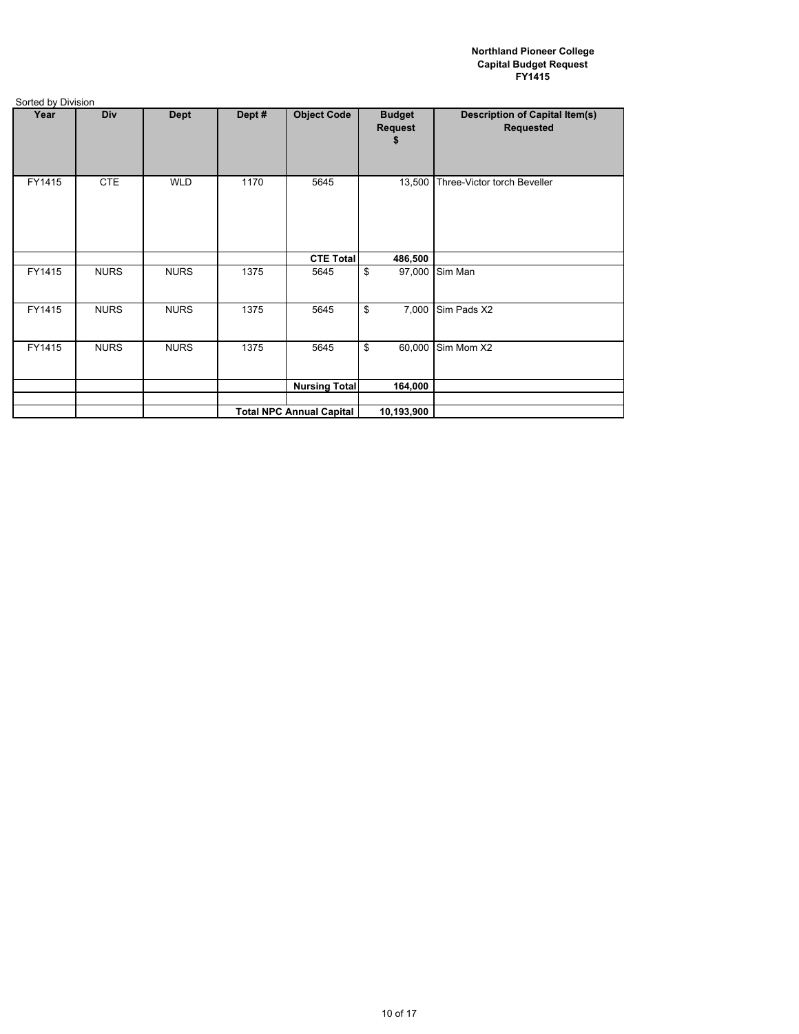**Northland Pioneer College**
**Capital Budget Request**
**FY1415**

Sorted by Division

| Year | Div | Dept | Dept # | Object Code | Budget Request $ | Description of Capital Item(s) Requested |
|---|---|---|---|---|---|---|
| FY1415 | CTE | WLD | 1170 | 5645 | 13,500 | Three-Victor torch Beveller |
| | | | | **CTE Total** | **486,500** | |
| FY1415 | NURS | NURS | 1375 | 5645 | $ 97,000 | Sim Man |
| FY1415 | NURS | NURS | 1375 | 5645 | $ 7,000 | Sim Pads X2 |
| FY1415 | NURS | NURS | 1375 | 5645 | $ 60,000 | Sim Mom X2 |
| | | | | **Nursing Total** | **164,000** | |
| | | | | | | |
| | | | **Total NPC Annual Capital** | | **10,193,900** | |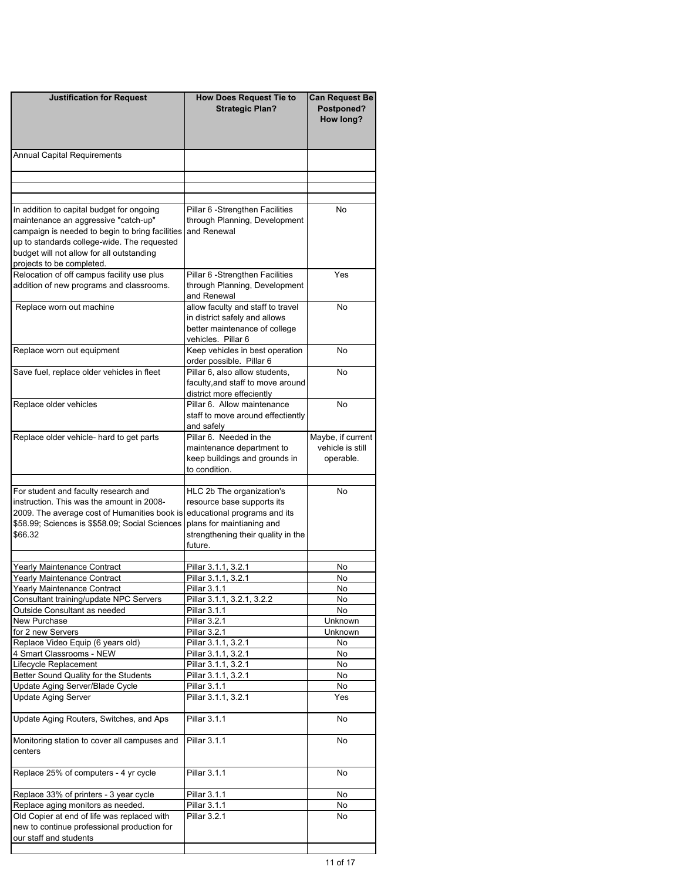| Justification for Request | How Does Request Tie to Strategic Plan? | Can Request Be Postponed? How long? |
|---|---|---|
| Annual Capital Requirements | | |
| | | |
| | | |
| | | |
| In addition to capital budget for ongoing maintenance an aggressive "catch-up" campaign is needed to begin to bring facilities up to standards college-wide. The requested budget will not allow for all outstanding projects to be completed. | Pillar 6 -Strengthen Facilities through Planning, Development and Renewal | No |
| Relocation of off campus facility use plus addition of new programs and classrooms. | Pillar 6 -Strengthen Facilities through Planning, Development and Renewal | Yes |
| Replace worn out machine | allow faculty and staff to travel in district safely and allows better maintenance of college vehicles. Pillar 6 | No |
| Replace worn out equipment | Keep vehicles in best operation order possible. Pillar 6 | No |
| Save fuel, replace older vehicles in fleet | Pillar 6, also allow students, faculty,and staff to move around district more effeciently | No |
| Replace older vehicles | Pillar 6. Allow maintenance staff to move around effectiently and safely | No |
| Replace older vehicle- hard to get parts | Pillar 6. Needed in the maintenance department to keep buildings and grounds in to condition. | Maybe, if current vehicle is still operable. |
| | | |
| For student and faculty research and instruction. This was the amount in 2008-2009. The average cost of Humanities book is $58.99; Sciences is $$58.09; Social Sciences $66.32 | HLC 2b The organization's resource base supports its educational programs and its plans for maintianing and strengthening their quality in the future. | No |
| | | |
| Yearly Maintenance Contract | Pillar 3.1.1, 3.2.1 | No |
| Yearly Maintenance Contract | Pillar 3.1.1, 3.2.1 | No |
| Yearly Maintenance Contract | Pillar 3.1.1 | No |
| Consultant training/update NPC Servers | Pillar 3.1.1, 3.2.1, 3.2.2 | No |
| Outside Consultant as needed | Pillar 3.1.1 | No |
| New Purchase | Pillar 3.2.1 | Unknown |
| for 2 new Servers | Pillar 3.2.1 | Unknown |
| Replace Video Equip (6 years old) | Pillar 3.1.1, 3.2.1 | No |
| 4 Smart Classrooms - NEW | Pillar 3.1.1, 3.2.1 | No |
| Lifecycle Replacement | Pillar 3.1.1, 3.2.1 | No |
| Better Sound Quality for the Students | Pillar 3.1.1, 3.2.1 | No |
| Update Aging Server/Blade Cycle | Pillar 3.1.1 | No |
| Update Aging Server | Pillar 3.1.1, 3.2.1 | Yes |
| Update Aging Routers, Switches, and Aps | Pillar 3.1.1 | No |
| Monitoring station to cover all campuses and centers | Pillar 3.1.1 | No |
| Replace 25% of computers - 4 yr cycle | Pillar 3.1.1 | No |
| Replace 33% of printers - 3 year cycle | Pillar 3.1.1 | No |
| Replace aging monitors as needed. | Pillar 3.1.1 | No |
| Old Copier at end of life was replaced with new to continue professional production for our staff and students | Pillar 3.2.1 | No |
| | | |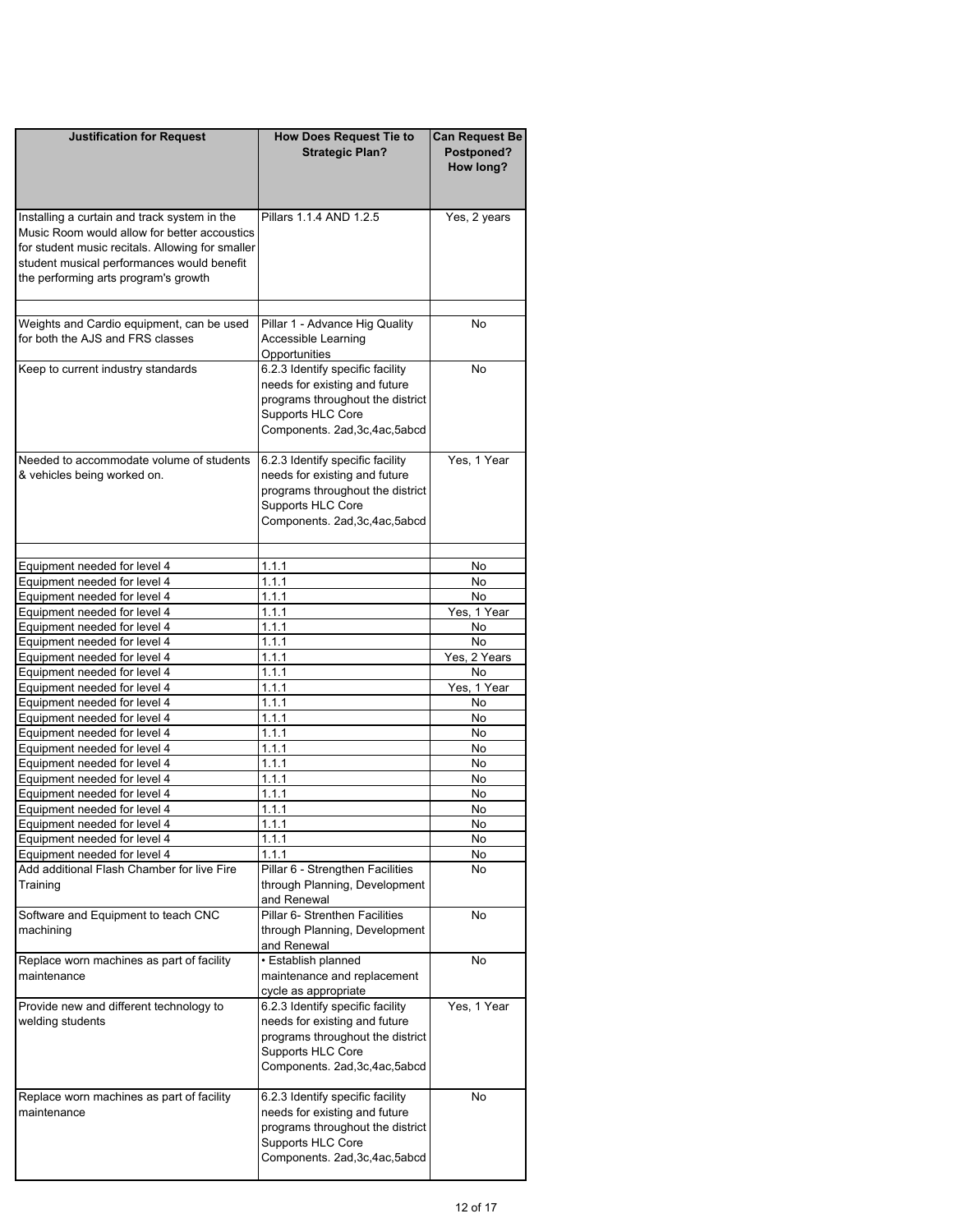| Justification for Request | How Does Request Tie to Strategic Plan? | Can Request Be Postponed? How long? |
|---|---|---|
| Installing a curtain and track system in the Music Room would allow for better accoustics for student music recitals. Allowing for smaller student musical performances would benefit the performing arts program's growth | Pillars 1.1.4 AND 1.2.5 | Yes, 2 years |
| | | |
| Weights and Cardio equipment, can be used for both the AJS and FRS classes | Pillar 1 - Advance Hig Quality Accessible Learning Opportunities | No |
| Keep to current industry standards | 6.2.3 Identify specific facility needs for existing and future programs throughout the district Supports HLC Core Components. 2ad,3c,4ac,5abcd | No |
| Needed to accommodate volume of students & vehicles being worked on. | 6.2.3 Identify specific facility needs for existing and future programs throughout the district Supports HLC Core Components. 2ad,3c,4ac,5abcd | Yes, 1 Year |
| | | |
| Equipment needed for level 4 | 1.1.1 | No |
| Equipment needed for level 4 | 1.1.1 | No |
| Equipment needed for level 4 | 1.1.1 | No |
| Equipment needed for level 4 | 1.1.1 | Yes, 1 Year |
| Equipment needed for level 4 | 1.1.1 | No |
| Equipment needed for level 4 | 1.1.1 | No |
| Equipment needed for level 4 | 1.1.1 | Yes, 2 Years |
| Equipment needed for level 4 | 1.1.1 | No |
| Equipment needed for level 4 | 1.1.1 | Yes, 1 Year |
| Equipment needed for level 4 | 1.1.1 | No |
| Equipment needed for level 4 | 1.1.1 | No |
| Equipment needed for level 4 | 1.1.1 | No |
| Equipment needed for level 4 | 1.1.1 | No |
| Equipment needed for level 4 | 1.1.1 | No |
| Equipment needed for level 4 | 1.1.1 | No |
| Equipment needed for level 4 | 1.1.1 | No |
| Equipment needed for level 4 | 1.1.1 | No |
| Equipment needed for level 4 | 1.1.1 | No |
| Equipment needed for level 4 | 1.1.1 | No |
| Equipment needed for level 4 | 1.1.1 | No |
| Add additional Flash Chamber for live Fire Training | Pillar 6 - Strengthen Facilities through Planning, Development and Renewal | No |
| Software and Equipment to teach CNC machining | Pillar 6- Strenthen Facilities through Planning, Development and Renewal | No |
| Replace worn machines as part of facility maintenance | • Establish planned maintenance and replacement cycle as appropriate | No |
| Provide new and different technology to welding students | 6.2.3 Identify specific facility needs for existing and future programs throughout the district Supports HLC Core Components. 2ad,3c,4ac,5abcd | Yes, 1 Year |
| Replace worn machines as part of facility maintenance | 6.2.3 Identify specific facility needs for existing and future programs throughout the district Supports HLC Core Components. 2ad,3c,4ac,5abcd | No |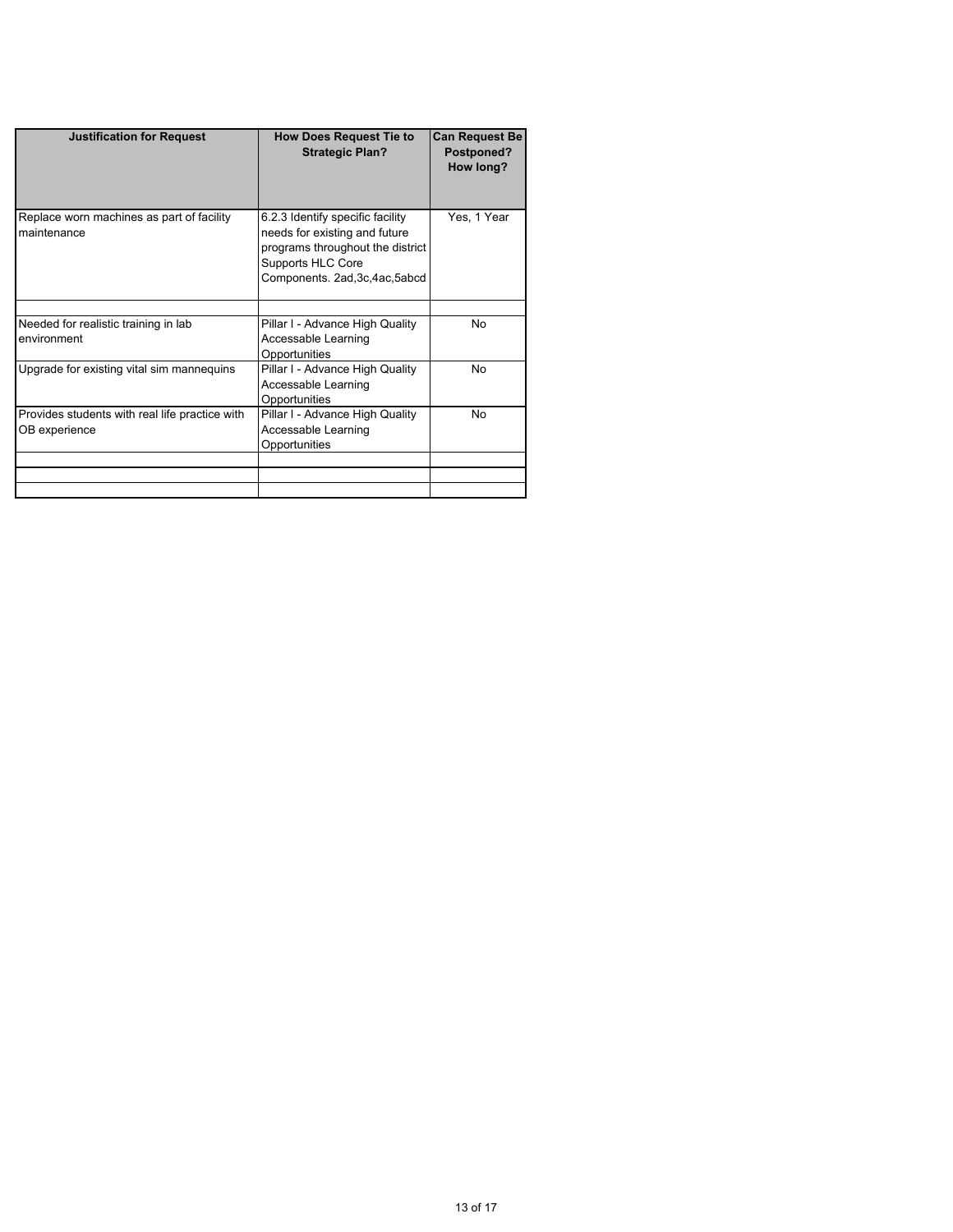| Justification for Request | How Does Request Tie to Strategic Plan? | Can Request Be Postponed? How long? |
|---|---|---|
| Replace worn machines as part of facility maintenance | 6.2.3 Identify specific facility needs for existing and future programs throughout the district Supports HLC Core Components. 2ad,3c,4ac,5abcd | Yes, 1 Year |
| | | |
| Needed for realistic training in lab environment | Pillar I - Advance High Quality Accessable Learning Opportunities | No |
| Upgrade for existing vital sim mannequins | Pillar I - Advance High Quality Accessable Learning Opportunities | No |
| Provides students with real life practice with OB experience | Pillar I - Advance High Quality Accessable Learning Opportunities | No |
| | | |
| | | |
| | | |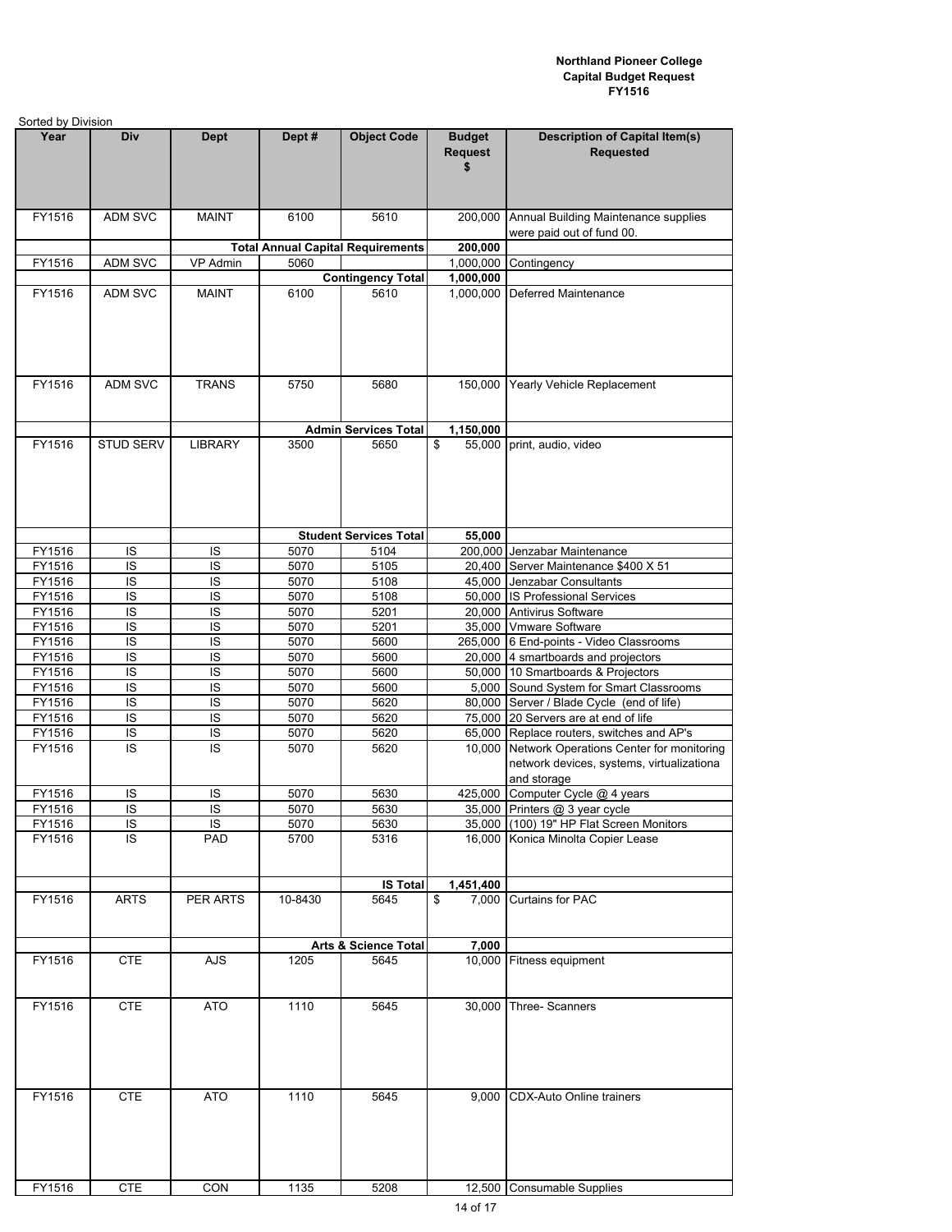**Northland Pioneer College**
**Capital Budget Request**
**FY1516**

Sorted by Division

| Year | Div | Dept | Dept # | Object Code | Budget Request $ | Description of Capital Item(s) Requested |
|---|---|---|---|---|---|---|
| FY1516 | ADM SVC | MAINT | 6100 | 5610 | 200,000 | Annual Building Maintenance supplies were paid out of fund 00. |
| | | **Total Annual Capital Requirements** | | | **200,000** | |
| FY1516 | ADM SVC | VP Admin | 5060 | | 1,000,000 | Contingency |
| | | | | **Contingency Total** | **1,000,000** | |
| FY1516 | ADM SVC | MAINT | 6100 | 5610 | 1,000,000 | Deferred Maintenance |
| FY1516 | ADM SVC | TRANS | 5750 | 5680 | 150,000 | Yearly Vehicle Replacement |
| | | | | **Admin Services Total** | **1,150,000** | |
| FY1516 | STUD SERV | LIBRARY | 3500 | 5650 | $ 55,000 | print, audio, video |
| | | | | **Student Services Total** | **55,000** | |
| FY1516 | IS | IS | 5070 | 5104 | 200,000 | Jenzabar Maintenance |
| FY1516 | IS | IS | 5070 | 5105 | 20,400 | Server Maintenance $400 X 51 |
| FY1516 | IS | IS | 5070 | 5108 | 45,000 | Jenzabar Consultants |
| FY1516 | IS | IS | 5070 | 5108 | 50,000 | IS Professional Services |
| FY1516 | IS | IS | 5070 | 5201 | 20,000 | Antivirus Software |
| FY1516 | IS | IS | 5070 | 5201 | 35,000 | Vmware Software |
| FY1516 | IS | IS | 5070 | 5600 | 265,000 | 6 End-points - Video Classrooms |
| FY1516 | IS | IS | 5070 | 5600 | 20,000 | 4 smartboards and projectors |
| FY1516 | IS | IS | 5070 | 5600 | 50,000 | 10 Smartboards & Projectors |
| FY1516 | IS | IS | 5070 | 5600 | 5,000 | Sound System for Smart Classrooms |
| FY1516 | IS | IS | 5070 | 5620 | 80,000 | Server / Blade Cycle (end of life) |
| FY1516 | IS | IS | 5070 | 5620 | 75,000 | 20 Servers are at end of life |
| FY1516 | IS | IS | 5070 | 5620 | 65,000 | Replace routers, switches and AP's |
| FY1516 | IS | IS | 5070 | 5620 | 10,000 | Network Operations Center for monitoring network devices, systems, virtualizationa and storage |
| FY1516 | IS | IS | 5070 | 5630 | 425,000 | Computer Cycle @ 4 years |
| FY1516 | IS | IS | 5070 | 5630 | 35,000 | Printers @ 3 year cycle |
| FY1516 | IS | IS | 5070 | 5630 | 35,000 | (100) 19" HP Flat Screen Monitors |
| FY1516 | IS | PAD | 5700 | 5316 | 16,000 | Konica Minolta Copier Lease |
| | | | | **IS Total** | **1,451,400** | |
| FY1516 | ARTS | PER ARTS | 10-8430 | 5645 | $ 7,000 | Curtains for PAC |
| | | | | **Arts & Science Total** | **7,000** | |
| FY1516 | CTE | AJS | 1205 | 5645 | 10,000 | Fitness equipment |
| FY1516 | CTE | ATO | 1110 | 5645 | 30,000 | Three- Scanners |
| FY1516 | CTE | ATO | 1110 | 5645 | 9,000 | CDX-Auto Online trainers |
| FY1516 | CTE | CON | 1135 | 5208 | 12,500 | Consumable Supplies |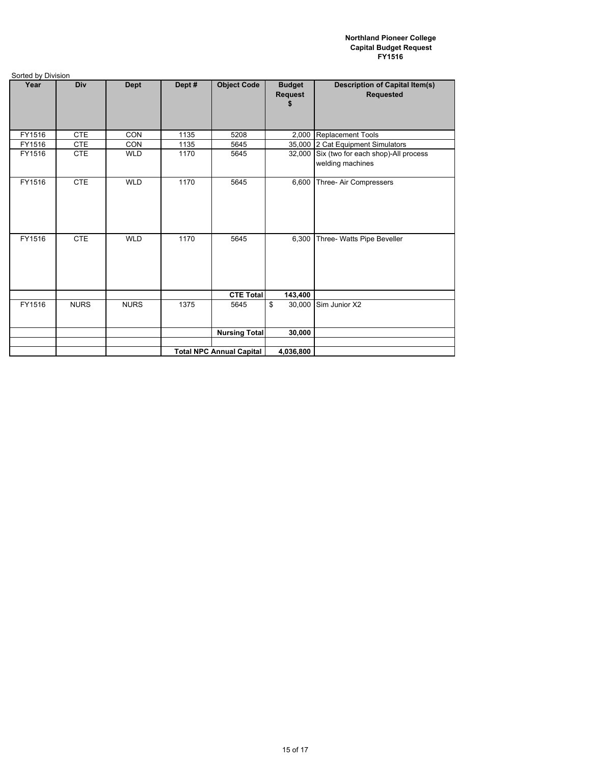**Northland Pioneer College**
**Capital Budget Request**
**FY1516**

Sorted by Division

| Year | Div | Dept | Dept # | Object Code | Budget Request $ | Description of Capital Item(s) Requested |
|---|---|---|---|---|---|---|
| FY1516 | CTE | CON | 1135 | 5208 | 2,000 | Replacement Tools |
| FY1516 | CTE | CON | 1135 | 5645 | 35,000 | 2 Cat Equipment Simulators |
| FY1516 | CTE | WLD | 1170 | 5645 | 32,000 | Six (two for each shop)-All process welding machines |
| FY1516 | CTE | WLD | 1170 | 5645 | 6,600 | Three- Air Compressers |
| FY1516 | CTE | WLD | 1170 | 5645 | 6,300 | Three- Watts Pipe Beveller |
| | | | | **CTE Total** | **143,400** | |
| FY1516 | NURS | NURS | 1375 | 5645 | $ 30,000 | Sim Junior X2 |
| | | | | **Nursing Total** | **30,000** | |
| | | | | | | |
| | | | **Total NPC Annual Capital** | | **4,036,800** | |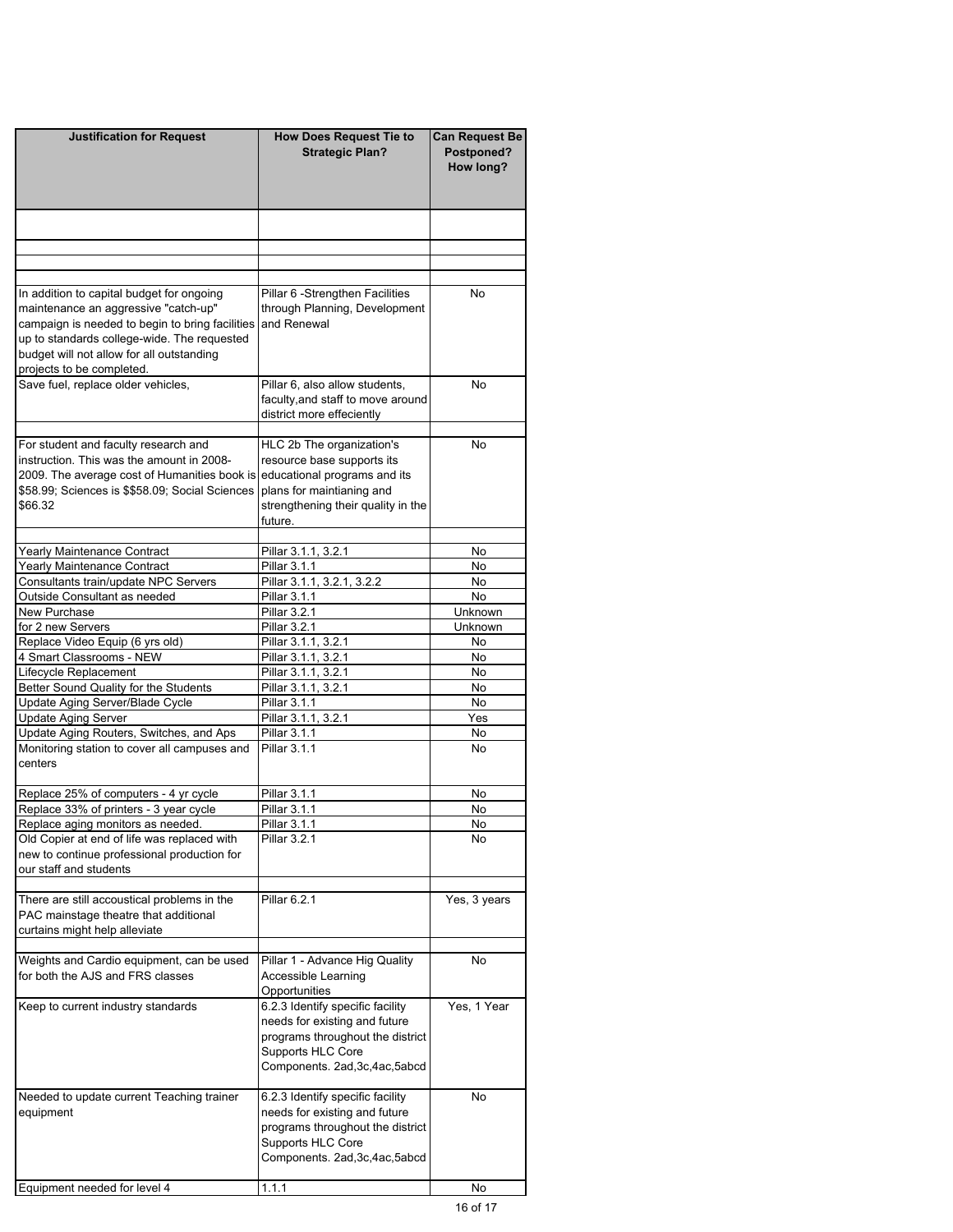| Justification for Request | How Does Request Tie to Strategic Plan? | Can Request Be Postponed? How long? |
|---|---|---|
| | | |
| | | |
| | | |
| | | |
| In addition to capital budget for ongoing maintenance an aggressive "catch-up" campaign is needed to begin to bring facilities up to standards college-wide. The requested budget will not allow for all outstanding projects to be completed. | Pillar 6 -Strengthen Facilities through Planning, Development and Renewal | No |
| Save fuel, replace older vehicles, | Pillar 6, also allow students, faculty,and staff to move around district more effeciently | No |
| | | |
| For student and faculty research and instruction. This was the amount in 2008-2009. The average cost of Humanities book is $58.99; Sciences is $$58.09; Social Sciences $66.32 | HLC 2b The organization's resource base supports its educational programs and its plans for maintianing and strengthening their quality in the future. | No |
| | | |
| Yearly Maintenance Contract | Pillar 3.1.1, 3.2.1 | No |
| Yearly Maintenance Contract | Pillar 3.1.1 | No |
| Consultants train/update NPC Servers | Pillar 3.1.1, 3.2.1, 3.2.2 | No |
| Outside Consultant as needed | Pillar 3.1.1 | No |
| New Purchase | Pillar 3.2.1 | Unknown |
| for 2 new Servers | Pillar 3.2.1 | Unknown |
| Replace Video Equip (6 yrs old) | Pillar 3.1.1, 3.2.1 | No |
| 4 Smart Classrooms - NEW | Pillar 3.1.1, 3.2.1 | No |
| Lifecycle Replacement | Pillar 3.1.1, 3.2.1 | No |
| Better Sound Quality for the Students | Pillar 3.1.1, 3.2.1 | No |
| Update Aging Server/Blade Cycle | Pillar 3.1.1 | No |
| Update Aging Server | Pillar 3.1.1, 3.2.1 | Yes |
| Update Aging Routers, Switches, and Aps | Pillar 3.1.1 | No |
| Monitoring station to cover all campuses and centers | Pillar 3.1.1 | No |
| Replace 25% of computers - 4 yr cycle | Pillar 3.1.1 | No |
| Replace 33% of printers - 3 year cycle | Pillar 3.1.1 | No |
| Replace aging monitors as needed. | Pillar 3.1.1 | No |
| Old Copier at end of life was replaced with new to continue professional production for our staff and students | Pillar 3.2.1 | No |
| | | |
| There are still accoustical problems in the PAC mainstage theatre that additional curtains might help alleviate | Pillar 6.2.1 | Yes, 3 years |
| | | |
| Weights and Cardio equipment, can be used for both the AJS and FRS classes | Pillar 1 - Advance Hig Quality Accessible Learning Opportunities | No |
| Keep to current industry standards | 6.2.3 Identify specific facility needs for existing and future programs throughout the district Supports HLC Core Components. 2ad,3c,4ac,5abcd | Yes, 1 Year |
| Needed to update current Teaching trainer equipment | 6.2.3 Identify specific facility needs for existing and future programs throughout the district Supports HLC Core Components. 2ad,3c,4ac,5abcd | No |
| Equipment needed for level 4 | 1.1.1 | No |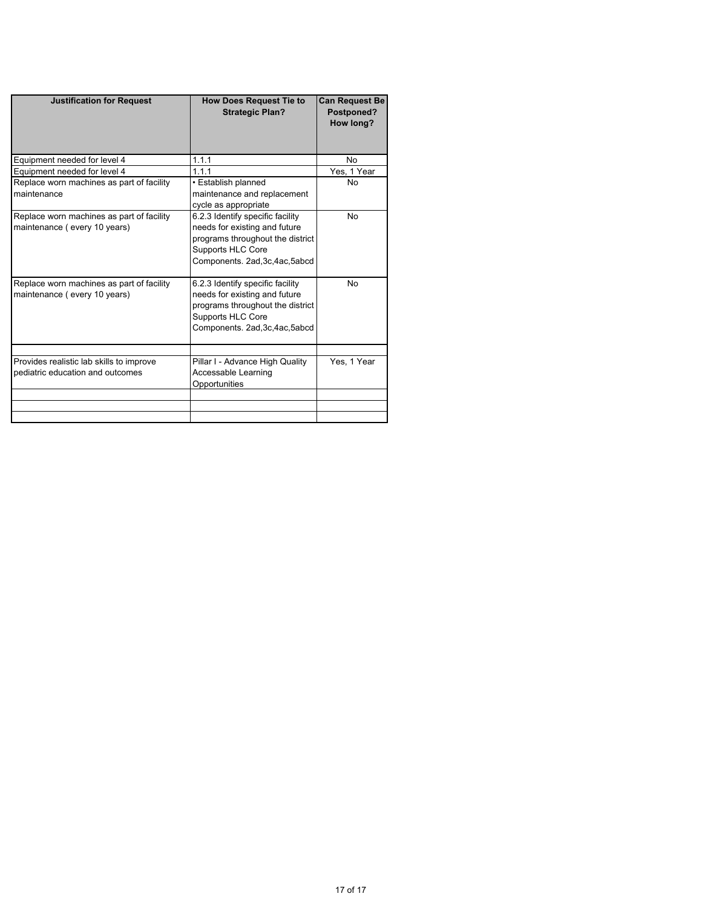| Justification for Request | How Does Request Tie to Strategic Plan? | Can Request Be Postponed? How long? |
| --- | --- | --- |
| Equipment needed for level 4 | 1.1.1 | No |
| Equipment needed for level 4 | 1.1.1 | Yes, 1 Year |
| Replace worn machines as part of facility maintenance | • Establish planned maintenance and replacement cycle as appropriate | No |
| Replace worn machines as part of facility maintenance ( every 10 years) | 6.2.3 Identify specific facility needs for existing and future programs throughout the district Supports HLC Core Components. 2ad,3c,4ac,5abcd | No |
| Replace worn machines as part of facility maintenance ( every 10 years) | 6.2.3 Identify specific facility needs for existing and future programs throughout the district Supports HLC Core Components. 2ad,3c,4ac,5abcd | No |
| | | |
| Provides realistic lab skills to improve pediatric education and outcomes | Pillar I - Advance High Quality Accessable Learning Opportunities | Yes, 1 Year |
| | | |
| | | |
| | | |